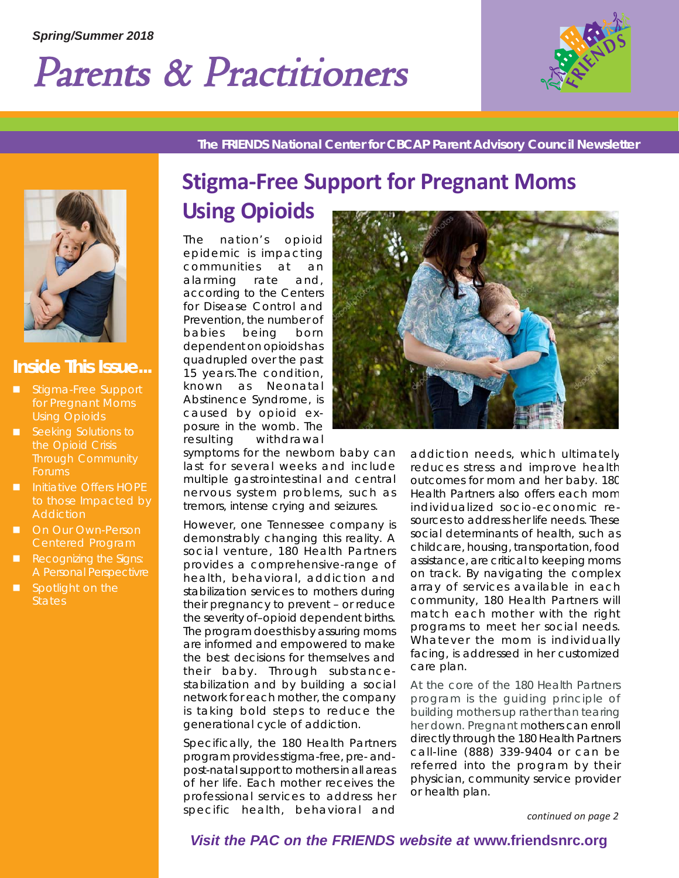*Spring/Summer 2018*

# Parents & Practitioners

**The FRIENDS National Center for CBCAP Parent Advisory Council Newsletter**

## Inside This Issue...

- Stigma-Free Support for Pregnant Moms Using Opioids
- Seeking Solutions to the Opioid Crisis Through Community Forums
- Initiative Offers HOPE to those Impacted by Addiction
- On Our Own-Person Centered Program
- Recognizing the Signs: A Personal Perspectivre
- Spotlight on the States

## Stigma-Free Support for Pregnant Moms Using Opioids

The nation's opioid epidemic is impacting communities at an alarming rate and, according to the Centers for Disease Control and Prevention, the number of babies being born dependent on opioids has quadrupled over the past 15 years.The condition, known as Neonatal Abstinence Syndrome, is caused by opioid exposure in the womb. The resulting withdrawal symptoms for the newborn baby can last for several weeks and include multiple gastrointestinal and central nervous system problems, such as tremors, intense crying and seizures.

However, one Tennessee company is demonstrably changing this reality. A social venture, 180 Health Partners provides a comprehensive-range of health, behavioral, addiction and stabilization services to mothers during their pregnancy to prevent – or reduce the severity of–opioid dependent births. The program does this by assuring moms are informed and empowered to make the best decisions for themselves and their baby. Through substance-stabilization and by building a social network for each mother, the company is taking bold steps to reduce the generational cycle of addiction.

Specifically, the 180 Health Partners program provides stigma-free, pre- and-post-natal support to mothers in all areas of her life. Each mother receives the professional services to address her specific health, behavioral and addiction needs, which ultimately reduces stress and improve health outcomes for mom and her baby. 180 Health Partners also offers each mom individualized socio-economic resources to address her life needs. These social determinants of health, such as childcare, housing, transportation, food assistance, are critical to keeping moms on track. By navigating the complex array of services available in each community, 180 Health Partners will match each mother with the right programs to meet her social needs. Whatever the mom is individually facing, is addressed in her customized care plan.

At the core of the 180 Health Partners program is the guiding principle of building mothers up rather than tearing her down. Pregnant mothers can enroll directly through the 180 Health Partners call-line (888) 339-9404 or can be referred into the program by their physician, community service provider or health plan.

*continued on page 2*

***Visit the PAC on the FRIENDS website at* www.friendsnrc.org**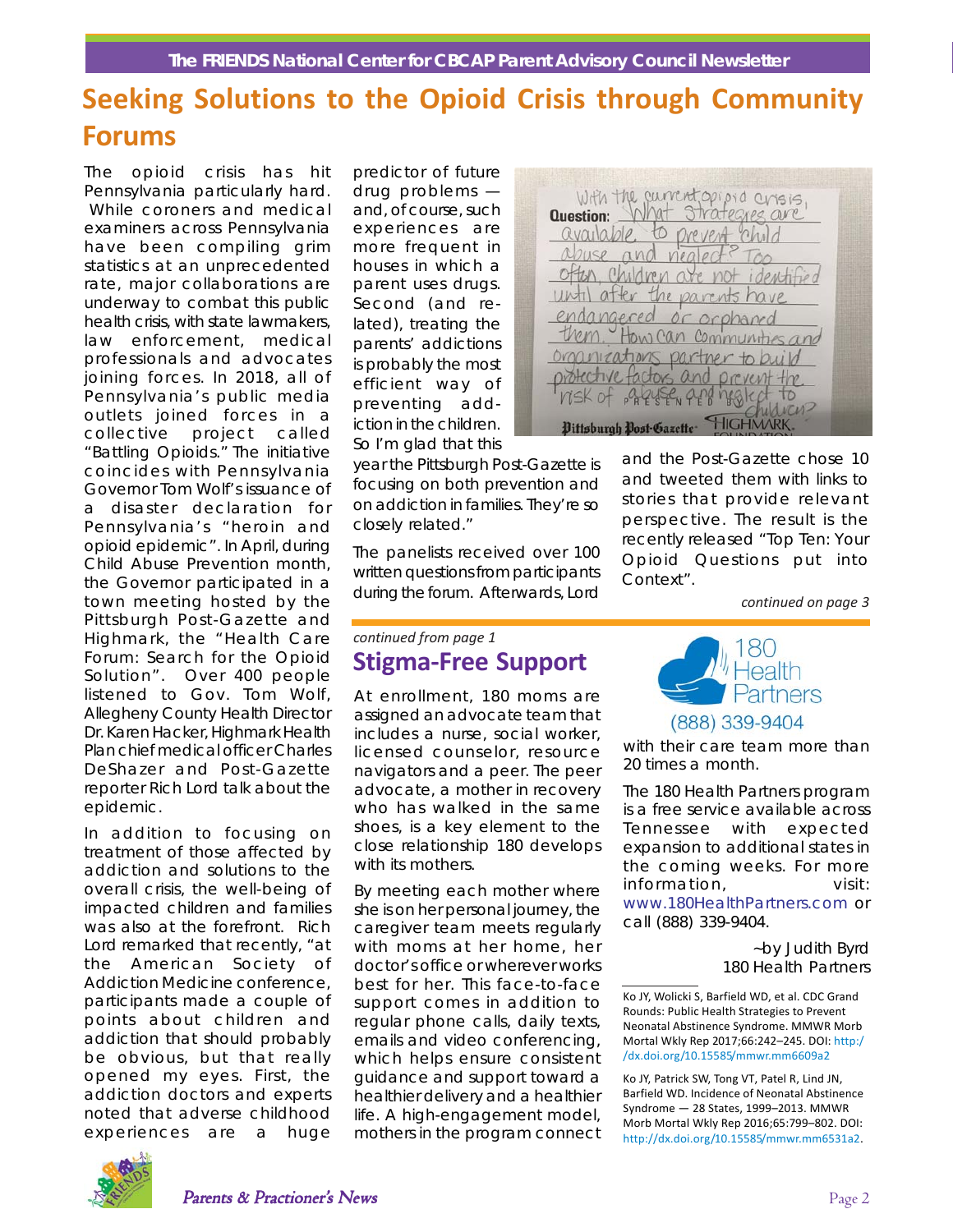# Seeking Solutions to the Opioid Crisis through Community Forums

The opioid crisis has hit Pennsylvania particularly hard. While coroners and medical examiners across Pennsylvania have been compiling grim statistics at an unprecedented rate, major collaborations are underway to combat this public health crisis, with state lawmakers, law enforcement, medical professionals and advocates joining forces. In 2018, all of Pennsylvania's public media outlets joined forces in a collective project called "Battling Opioids." The initiative coincides with Pennsylvania Governor Tom Wolf's issuance of a disaster declaration for Pennsylvania's "heroin and opioid epidemic". In April, during Child Abuse Prevention month, the Governor participated in a town meeting hosted by the Pittsburgh Post-Gazette and Highmark, the "Health Care Forum: Search for the Opioid Solution". Over 400 people listened to Gov. Tom Wolf, Allegheny County Health Director Dr. Karen Hacker, Highmark Health Plan chief medical officer Charles DeShazer and Post-Gazette reporter Rich Lord talk about the epidemic.

In addition to focusing on treatment of those affected by addiction and solutions to the overall crisis, the well-being of impacted children and families was also at the forefront. Rich Lord remarked that recently, "at the American Society of Addiction Medicine conference, participants made a couple of points about children and addiction that should probably be obvious, but that really opened my eyes. First, the addiction doctors and experts noted that adverse childhood experiences are a huge predictor of future drug problems — and, of course, such experiences are more frequent in houses in which a parent uses drugs. Second (and related), treating the parents' addictions is probably the most efficient way of preventing addiction in the children. So I'm glad that this year the Pittsburgh Post-Gazette is focusing on both prevention and on addiction in families. They're so closely related."

Question: With the current opioid crisis, What strategies are available to prevent child abuse and neglect? Too often, children are not identified until after the parents have endangered or orphaned them. How can communities and organizations partner to build protective factors and prevent the risk of abuse and neglect to children?

PRESENTED BY Pittsburgh Post-Gazette HIGHMARK FOUNDATION

The panelists received over 100 written questions from participants during the forum. Afterwards, Lord and the Post-Gazette chose 10 and tweeted them with links to stories that provide relevant perspective. The result is the recently released "Top Ten: Your Opioid Questions put into Context".

*continued on page 3*

*continued from page 1*

## Stigma-Free Support

At enrollment, 180 moms are assigned an advocate team that includes a nurse, social worker, licensed counselor, resource navigators and a peer. The peer advocate, a mother in recovery who has walked in the same shoes, is a key element to the close relationship 180 develops with its mothers.

By meeting each mother where she is on her personal journey, the caregiver team meets regularly with moms at her home, her doctor's office or wherever works best for her. This face-to-face support comes in addition to regular phone calls, daily texts, emails and video conferencing, which helps ensure consistent guidance and support toward a healthier delivery and a healthier life. A high-engagement model, mothers in the program connect with their care team more than 20 times a month.

180 Health Partners (888) 339-9404

The 180 Health Partners program is a free service available across Tennessee with expected expansion to additional states in the coming weeks. For more information, visit: www.180HealthPartners.com or call (888) 339-9404.

~by Judith Byrd
180 Health Partners

---

Ko JY, Wolicki S, Barfield WD, et al. CDC Grand Rounds: Public Health Strategies to Prevent Neonatal Abstinence Syndrome. MMWR Morb Mortal Wkly Rep 2017;66:242–245. DOI: http://dx.doi.org/10.15585/mmwr.mm6609a2

Ko JY, Patrick SW, Tong VT, Patel R, Lind JN, Barfield WD. Incidence of Neonatal Abstinence Syndrome — 28 States, 1999–2013. MMWR Morb Mortal Wkly Rep 2016;65:799–802. DOI: http://dx.doi.org/10.15585/mmwr.mm6531a2.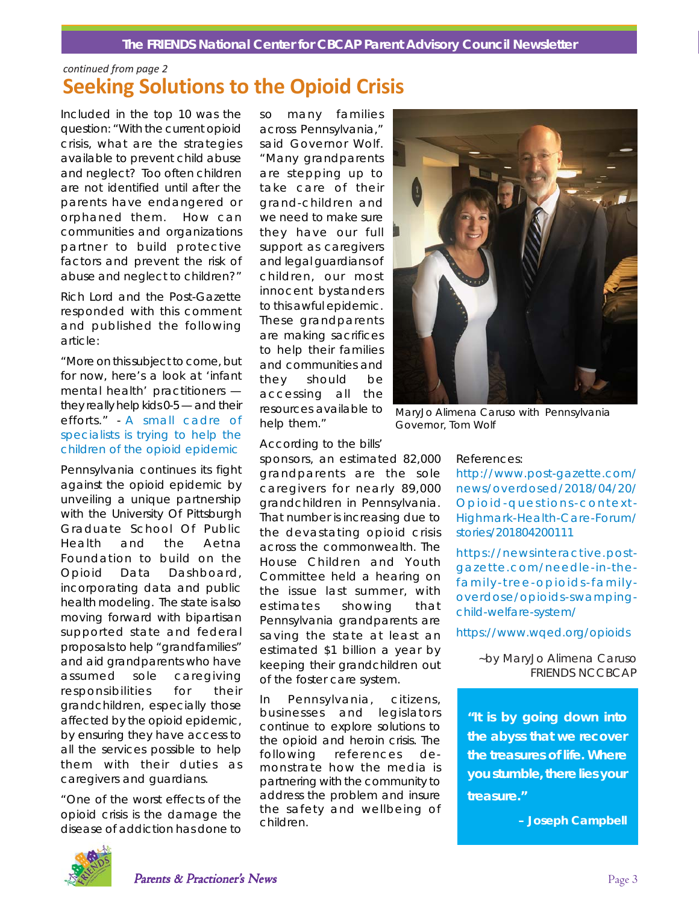*continued from page 2*

# Seeking Solutions to the Opioid Crisis

Included in the top 10 was the question: "With the current opioid crisis, what are the strategies available to prevent child abuse and neglect? Too often children are not identified until after the parents have endangered or orphaned them. How can communities and organizations partner to build protective factors and prevent the risk of abuse and neglect to children?"

Rich Lord and the Post-Gazette responded with this comment and published the following article:

"More on this subject to come, but for now, here's a look at 'infant mental health' practitioners — they really help kids 0-5 — and their efforts." - A small cadre of specialists is trying to help the children of the opioid epidemic

Pennsylvania continues its fight against the opioid epidemic by unveiling a unique partnership with the University Of Pittsburgh Graduate School Of Public Health and the Aetna Foundation to build on the Opioid Data Dashboard, incorporating data and public health modeling. The state is also moving forward with bipartisan supported state and federal proposals to help "grandfamilies" and aid grandparents who have assumed sole caregiving responsibilities for their grandchildren, especially those affected by the opioid epidemic, by ensuring they have access to all the services possible to help them with their duties as caregivers and guardians.

"One of the worst effects of the opioid crisis is the damage the disease of addiction has done to so many families across Pennsylvania," said Governor Wolf. "Many grandparents are stepping up to take care of their grand-children and we need to make sure they have our full support as caregivers and legal guardians of children, our most innocent bystanders to this awful epidemic. These grandparents are making sacrifices to help their families and communities and they should be accessing all the resources available to help them."

MaryJo Alimena Caruso with Pennsylvania Governor, Tom Wolf

According to the bills' sponsors, an estimated 82,000 grandparents are the sole caregivers for nearly 89,000 grandchildren in Pennsylvania. That number is increasing due to the devastating opioid crisis across the commonwealth. The House Children and Youth Committee held a hearing on the issue last summer, with estimates showing that Pennsylvania grandparents are saving the state at least an estimated $1 billion a year by keeping their grandchildren out of the foster care system.

In Pennsylvania, citizens, businesses and legislators continue to explore solutions to the opioid and heroin crisis. The following references demonstrate how the media is partnering with the community to address the problem and insure the safety and wellbeing of children.

References:

http://www.post-gazette.com/news/overdosed/2018/04/20/Opioid-questions-context-Highmark-Health-Care-Forum/stories/201804200111

https://newsinteractive.post-gazette.com/needle-in-the-family-tree-opioids-family-overdose/opioids-swamping-child-welfare-system/

https://www.wqed.org/opioids

~by MaryJo Alimena Caruso
FRIENDS NCCBCAP

> **"It is by going down into the abyss that we recover the treasures of life. Where you stumble, there lies your treasure."**
>
> **– Joseph Campbell**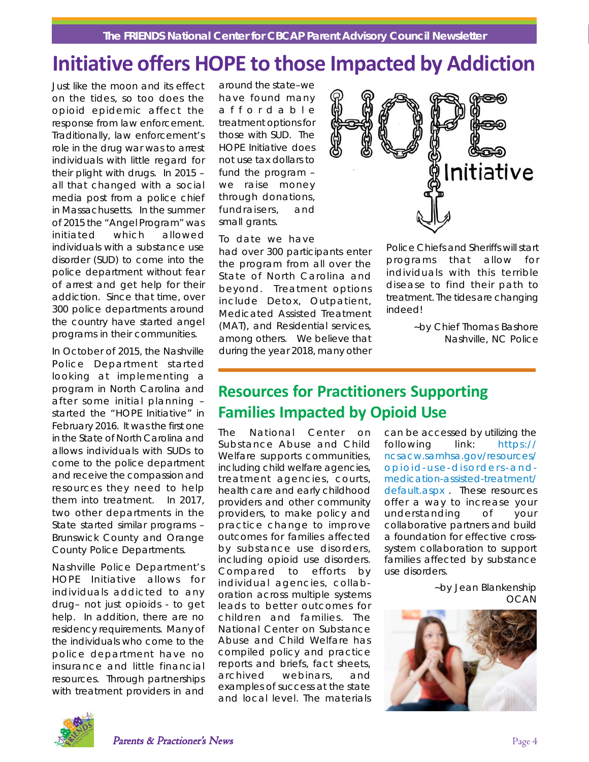# Initiative offers HOPE to those Impacted by Addiction

Just like the moon and its effect on the tides, so too does the opioid epidemic affect the response from law enforcement. Traditionally, law enforcement's role in the drug war was to arrest individuals with little regard for their plight with drugs. In 2015 – all that changed with a social media post from a police chief in Massachusetts. In the summer of 2015 the "Angel Program" was initiated which allowed individuals with a substance use disorder (SUD) to come into the police department without fear of arrest and get help for their addiction. Since that time, over 300 police departments around the country have started angel programs in their communities.

In October of 2015, the Nashville Police Department started looking at implementing a program in North Carolina and after some initial planning – started the "HOPE Initiative" in February 2016. It was the first one in the State of North Carolina and allows individuals with SUDs to come to the police department and receive the compassion and resources they need to help them into treatment. In 2017, two other departments in the State started similar programs – Brunswick County and Orange County Police Departments.

Nashville Police Department's HOPE Initiative allows for individuals addicted to any drug– not just opioids - to get help. In addition, there are no residency requirements. Many of the individuals who come to the police department have no insurance and little financial resources. Through partnerships with treatment providers in and around the state–we have found many affordable treatment options for those with SUD. The HOPE Initiative does not use tax dollars to fund the program – we raise money through donations, fundraisers, and small grants.

To date we have had over 300 participants enter the program from all over the State of North Carolina and beyond. Treatment options include Detox, Outpatient, Medicated Assisted Treatment (MAT), and Residential services, among others. We believe that during the year 2018, many other Police Chiefs and Sheriffs will start programs that allow for individuals with this terrible disease to find their path to treatment. The tides are changing indeed!

~by Chief Thomas Bashore
Nashville, NC Police

## Resources for Practitioners Supporting Families Impacted by Opioid Use

The National Center on Substance Abuse and Child Welfare supports communities, including child welfare agencies, treatment agencies, courts, health care and early childhood providers and other community providers, to make policy and practice change to improve outcomes for families affected by substance use disorders, including opioid use disorders. Compared to efforts by individual agencies, collaboration across multiple systems leads to better outcomes for children and families. The National Center on Substance Abuse and Child Welfare has compiled policy and practice reports and briefs, fact sheets, archived webinars, and examples of success at the state and local level. The materials can be accessed by utilizing the following link: https://ncsacw.samhsa.gov/resources/opioid-use-disorders-and-medication-assisted-treatment/default.aspx . These resources offer a way to increase your understanding of your collaborative partners and build a foundation for effective cross-system collaboration to support families affected by substance use disorders.

~by Jean Blankenship
OCAN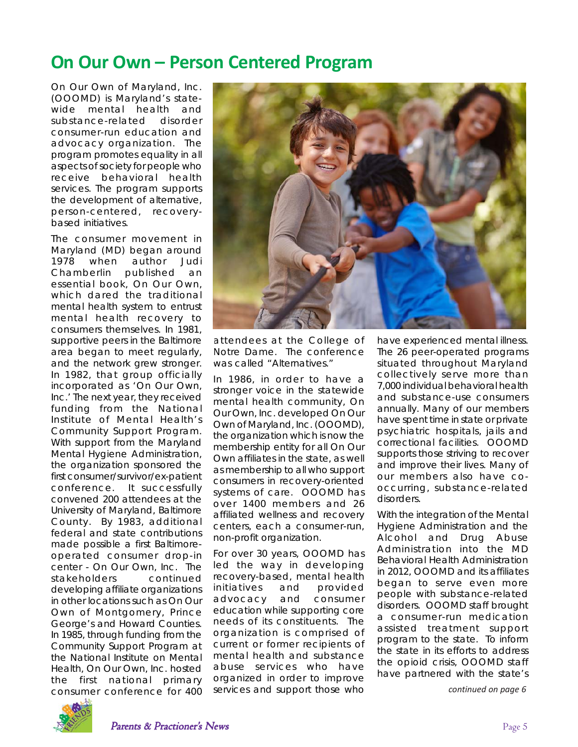# On Our Own – Person Centered Program

On Our Own of Maryland, Inc. (OOOMD) is Maryland's statewide mental health and substance-related disorder consumer-run education and advocacy organization. The program promotes equality in all aspects of society for people who receive behavioral health services. The program supports the development of alternative, person-centered, recovery-based initiatives.

The consumer movement in Maryland (MD) began around 1978 when author Judi Chamberlin published an essential book, On Our Own, which dared the traditional mental health system to entrust mental health recovery to consumers themselves. In 1981, supportive peers in the Baltimore area began to meet regularly, and the network grew stronger. In 1982, that group officially incorporated as 'On Our Own, Inc.' The next year, they received funding from the National Institute of Mental Health's Community Support Program. With support from the Maryland Mental Hygiene Administration, the organization sponsored the first consumer/survivor/ex-patient conference. It successfully convened 200 attendees at the University of Maryland, Baltimore County. By 1983, additional federal and state contributions made possible a first Baltimore-operated consumer drop-in center - On Our Own, Inc. The stakeholders continued developing affiliate organizations in other locations such as On Our Own of Montgomery, Prince George's and Howard Counties. In 1985, through funding from the Community Support Program at the National Institute on Mental Health, On Our Own, Inc. hosted the first national primary consumer conference for 400 attendees at the College of Notre Dame. The conference was called "Alternatives."

In 1986, in order to have a stronger voice in the statewide mental health community, On Our Own, Inc. developed On Our Own of Maryland, Inc. (OOOMD), the organization which is now the membership entity for all On Our Own affiliates in the state, as well as membership to all who support consumers in recovery-oriented systems of care. OOOMD has over 1400 members and 26 affiliated wellness and recovery centers, each a consumer-run, non-profit organization.

For over 30 years, OOOMD has led the way in developing recovery-based, mental health initiatives and provided advocacy and consumer education while supporting core needs of its constituents. The organization is comprised of current or former recipients of mental health and substance abuse services who have organized in order to improve services and support those who have experienced mental illness. The 26 peer-operated programs situated throughout Maryland collectively serve more than 7,000 individual behavioral health and substance-use consumers annually. Many of our members have spent time in state or private psychiatric hospitals, jails and correctional facilities. OOOMD supports those striving to recover and improve their lives. Many of our members also have co-occurring, substance-related disorders.

With the integration of the Mental Hygiene Administration and the Alcohol and Drug Abuse Administration into the MD Behavioral Health Administration in 2012, OOOMD and its affiliates began to serve even more people with substance-related disorders. OOOMD staff brought a consumer-run medication assisted treatment support program to the state. To inform the state in its efforts to address the opioid crisis, OOOMD staff have partnered with the state's

*continued on page 6*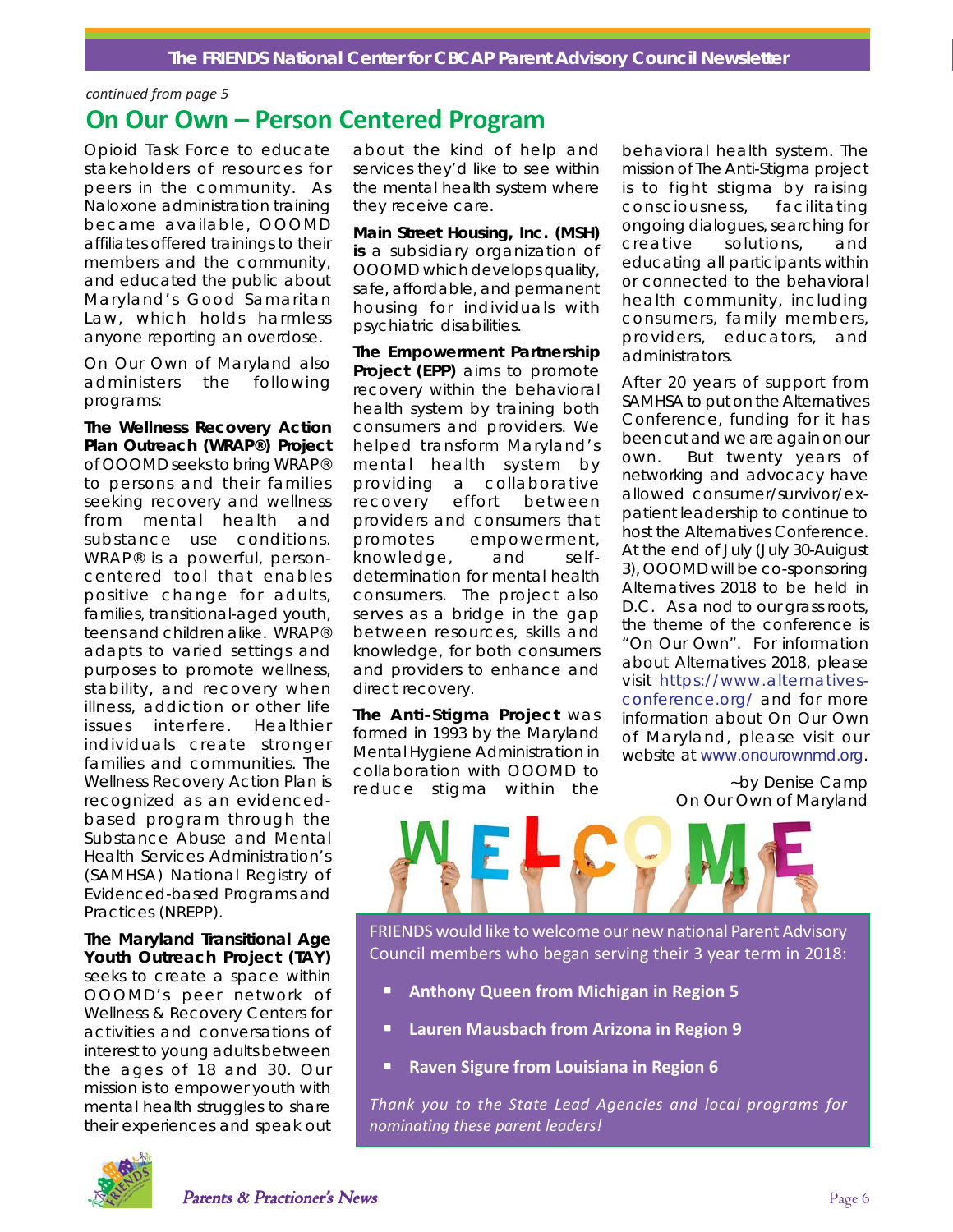*continued from page 5*

## On Our Own – Person Centered Program

Opioid Task Force to educate stakeholders of resources for peers in the community. As Naloxone administration training became available, OOOMD affiliates offered trainings to their members and the community, and educated the public about Maryland's Good Samaritan Law, which holds harmless anyone reporting an overdose.

On Our Own of Maryland also administers the following programs:

**The Wellness Recovery Action Plan Outreach (WRAP®) Project** of OOOMD seeks to bring WRAP® to persons and their families seeking recovery and wellness from mental health and substance use conditions. WRAP® is a powerful, person-centered tool that enables positive change for adults, families, transitional-aged youth, teens and children alike. WRAP® adapts to varied settings and purposes to promote wellness, stability, and recovery when illness, addiction or other life issues interfere. Healthier individuals create stronger families and communities. The Wellness Recovery Action Plan is recognized as an evidenced-based program through the Substance Abuse and Mental Health Services Administration's (SAMHSA) National Registry of Evidenced-based Programs and Practices (NREPP).

**The Maryland Transitional Age Youth Outreach Project (TAY)** seeks to create a space within OOOMD's peer network of Wellness & Recovery Centers for activities and conversations of interest to young adults between the ages of 18 and 30. Our mission is to empower youth with mental health struggles to share their experiences and speak out about the kind of help and services they'd like to see within the mental health system where they receive care.

**Main Street Housing, Inc. (MSH) is** a subsidiary organization of OOOMD which develops quality, safe, affordable, and permanent housing for individuals with psychiatric disabilities.

**The Empowerment Partnership Project (EPP)** aims to promote recovery within the behavioral health system by training both consumers and providers. We helped transform Maryland's mental health system by providing a collaborative recovery effort between providers and consumers that promotes empowerment, knowledge, and self-determination for mental health consumers. The project also serves as a bridge in the gap between resources, skills and knowledge, for both consumers and providers to enhance and direct recovery.

**The Anti-Stigma Project** was formed in 1993 by the Maryland Mental Hygiene Administration in collaboration with OOOMD to reduce stigma within the behavioral health system. The mission of The Anti-Stigma project is to fight stigma by raising consciousness, facilitating ongoing dialogues, searching for creative solutions, and educating all participants within or connected to the behavioral health community, including consumers, family members, providers, educators, and administrators.

After 20 years of support from SAMHSA to put on the Alternatives Conference, funding for it has been cut and we are again on our own. But twenty years of networking and advocacy have allowed consumer/survivor/ex-patient leadership to continue to host the Alternatives Conference. At the end of July (July 30-Auigust 3), OOOMD will be co-sponsoring Alternatives 2018 to be held in D.C. As a nod to our grass roots, the theme of the conference is "On Our Own". For information about Alternatives 2018, please visit https://www.alternatives-conference.org/ and for more information about On Our Own of Maryland, please visit our website at www.onourownmd.org.

~by Denise Camp
On Our Own of Maryland

FRIENDS would like to welcome our new national Parent Advisory Council members who began serving their 3 year term in 2018:

- **Anthony Queen from Michigan in Region 5**
- **Lauren Mausbach from Arizona in Region 9**
- **Raven Sigure from Louisiana in Region 6**

*Thank you to the State Lead Agencies and local programs for nominating these parent leaders!*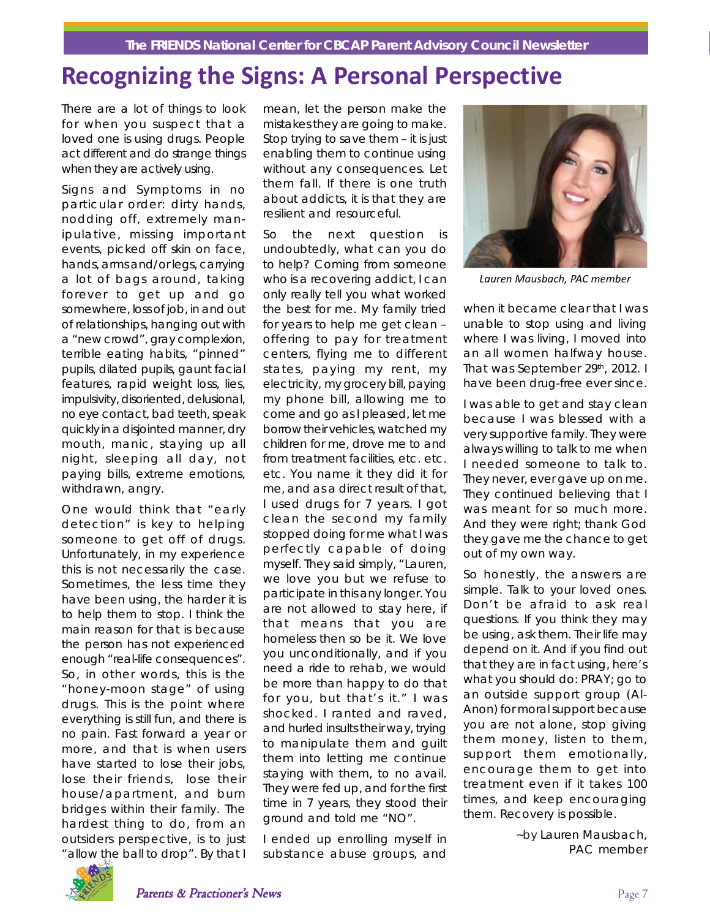# Recognizing the Signs: A Personal Perspective

There are a lot of things to look for when you suspect that a loved one is using drugs. People act different and do strange things when they are actively using.

Signs and Symptoms in no particular order: dirty hands, nodding off, extremely manipulative, missing important events, picked off skin on face, hands, arms and/or legs, carrying a lot of bags around, taking forever to get up and go somewhere, loss of job, in and out of relationships, hanging out with a "new crowd", gray complexion, terrible eating habits, "pinned" pupils, dilated pupils, gaunt facial features, rapid weight loss, lies, impulsivity, disoriented, delusional, no eye contact, bad teeth, speak quickly in a disjointed manner, dry mouth, manic, staying up all night, sleeping all day, not paying bills, extreme emotions, withdrawn, angry.

One would think that "early detection" is key to helping someone to get off of drugs. Unfortunately, in my experience this is not necessarily the case. Sometimes, the less time they have been using, the harder it is to help them to stop. I think the main reason for that is because the person has not experienced enough "real-life consequences". So, in other words, this is the "honey-moon stage" of using drugs. This is the point where everything is still fun, and there is no pain. Fast forward a year or more, and that is when users have started to lose their jobs, lose their friends, lose their house/apartment, and burn bridges within their family. The hardest thing to do, from an outsiders perspective, is to just "allow the ball to drop". By that I mean, let the person make the mistakes they are going to make. Stop trying to save them – it is just enabling them to continue using without any consequences. Let them fall. If there is one truth about addicts, it is that they are resilient and resourceful.

So the next question is undoubtedly, what can you do to help? Coming from someone who is a recovering addict, I can only really tell you what worked the best for me. My family tried for years to help me get clean – offering to pay for treatment centers, flying me to different states, paying my rent, my electricity, my grocery bill, paying my phone bill, allowing me to come and go as I pleased, let me borrow their vehicles, watched my children for me, drove me to and from treatment facilities, etc. etc. etc. You name it they did it for me, and as a direct result of that, I used drugs for 7 years. I got clean the second my family stopped doing for me what I was perfectly capable of doing myself. They said simply, "Lauren, we love you but we refuse to participate in this any longer. You are not allowed to stay here, if that means that you are homeless then so be it. We love you unconditionally, and if you need a ride to rehab, we would be more than happy to do that for you, but that's it." I was shocked. I ranted and raved, and hurled insults their way, trying to manipulate them and guilt them into letting me continue staying with them, to no avail. They were fed up, and for the first time in 7 years, they stood their ground and told me "NO".

I ended up enrolling myself in substance abuse groups, and when it became clear that I was unable to stop using and living where I was living, I moved into an all women halfway house. That was September 29th, 2012. I have been drug-free ever since.

*Lauren Mausbach, PAC member*

I was able to get and stay clean because I was blessed with a very supportive family. They were always willing to talk to me when I needed someone to talk to. They never, ever gave up on me. They continued believing that I was meant for so much more. And they were right; thank God they gave me the chance to get out of my own way.

So honestly, the answers are simple. Talk to your loved ones. Don't be afraid to ask real questions. If you think they may be using, ask them. Their life may depend on it. And if you find out that they are in fact using, here's what you should do: PRAY; go to an outside support group (Al-Anon) for moral support because you are not alone, stop giving them money, listen to them, support them emotionally, encourage them to get into treatment even if it takes 100 times, and keep encouraging them. Recovery is possible.

~by Lauren Mausbach, PAC member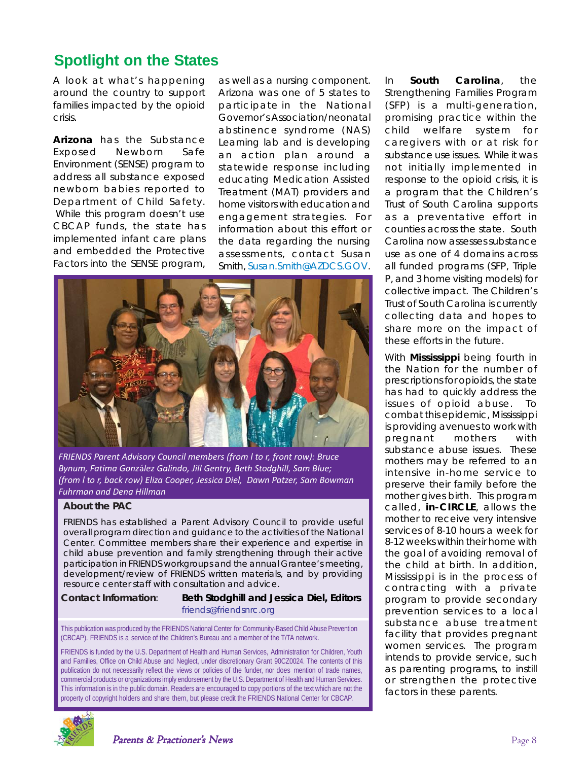## Spotlight on the States

A look at what's happening around the country to support families impacted by the opioid crisis.

**Arizona** has the Substance Exposed Newborn Safe Environment (SENSE) program to address all substance exposed newborn babies reported to Department of Child Safety. While this program doesn't use CBCAP funds, the state has implemented infant care plans and embedded the Protective Factors into the SENSE program, as well as a nursing component. Arizona was one of 5 states to participate in the National Governor's Association/neonatal abstinence syndrome (NAS) Learning lab and is developing an action plan around a statewide response including educating Medication Assisted Treatment (MAT) providers and home visitors with education and engagement strategies. For information about this effort or the data regarding the nursing assessments, contact Susan Smith, Susan.Smith@AZDCS.GOV.

*FRIENDS Parent Advisory Council members (from l to r, front row): Bruce Bynum, Fatima González Galindo, Jill Gentry, Beth Stodghill, Sam Blue; (from l to r, back row) Eliza Cooper, Jessica Diel, Dawn Patzer, Sam Bowman Fuhrman and Dena Hillman*

**About the PAC**

FRIENDS has established a Parent Advisory Council to provide useful overall program direction and guidance to the activities of the National Center. Committee members share their experience and expertise in child abuse prevention and family strengthening through their active participation in FRIENDS workgroups and the annual Grantee's meeting, development/review of FRIENDS written materials, and by providing resource center staff with consultation and advice.

**Contact Information**: **Beth Stodghill and Jessica Diel, Editors**
friends@friendsnrc.org

This publication was produced by the FRIENDS National Center for Community-Based Child Abuse Prevention (CBCAP). FRIENDS is a service of the Children's Bureau and a member of the T/TA network.

FRIENDS is funded by the U.S. Department of Health and Human Services, Administration for Children, Youth and Families, Office on Child Abuse and Neglect, under discretionary Grant 90CZ0024. The contents of this publication do not necessarily reflect the views or policies of the funder, nor does mention of trade names, commercial products or organizations imply endorsement by the U.S. Department of Health and Human Services. This information is in the public domain. Readers are encouraged to copy portions of the text which are not the property of copyright holders and share them, but please credit the FRIENDS National Center for CBCAP.

In **South Carolina**, the Strengthening Families Program (SFP) is a multi-generation, promising practice within the child welfare system for caregivers with or at risk for substance use issues. While it was not initially implemented in response to the opioid crisis, it is a program that the Children's Trust of South Carolina supports as a preventative effort in counties across the state. South Carolina now assesses substance use as one of 4 domains across all funded programs (SFP, Triple P, and 3 home visiting models) for collective impact. The Children's Trust of South Carolina is currently collecting data and hopes to share more on the impact of these efforts in the future.

With **Mississippi** being fourth in the Nation for the number of prescriptions for opioids, the state has had to quickly address the issues of opioid abuse. To combat this epidemic, Mississippi is providing avenues to work with pregnant mothers with substance abuse issues. These mothers may be referred to an intensive in-home service to preserve their family before the mother gives birth. This program called, **in-CIRCLE**, allows the mother to receive very intensive services of 8-10 hours a week for 8-12 weeks within their home with the goal of avoiding removal of the child at birth. In addition, Mississippi is in the process of contracting with a private program to provide secondary prevention services to a local substance abuse treatment facility that provides pregnant women services. The program intends to provide service, such as parenting programs, to instill or strengthen the protective factors in these parents.